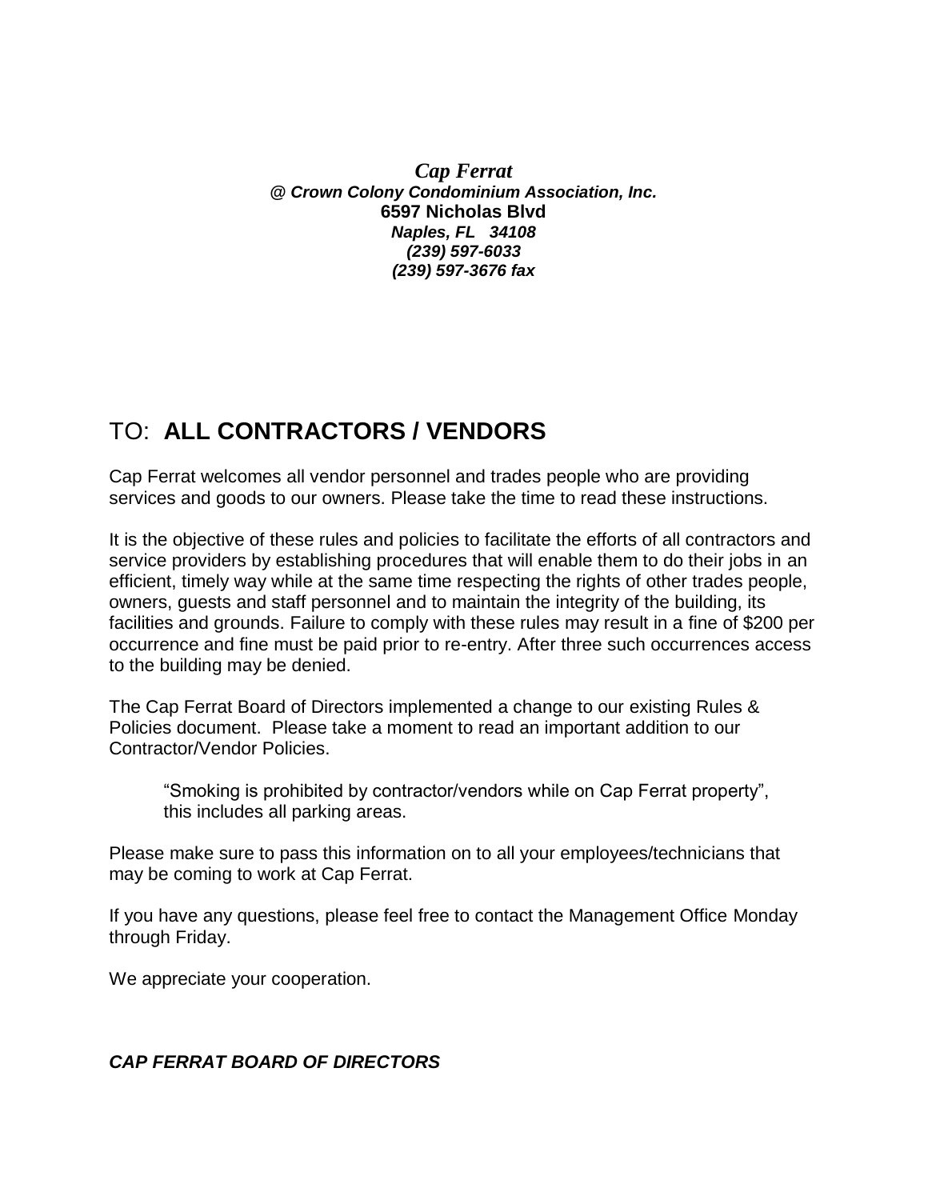***Cap Ferrat***
***@ Crown Colony Condominium Association, Inc.***
**6597 Nicholas Blvd**
***Naples, FL 34108***
***(239) 597-6033***
***(239) 597-3676 fax***

# TO: **ALL CONTRACTORS / VENDORS**

Cap Ferrat welcomes all vendor personnel and trades people who are providing services and goods to our owners. Please take the time to read these instructions.

It is the objective of these rules and policies to facilitate the efforts of all contractors and service providers by establishing procedures that will enable them to do their jobs in an efficient, timely way while at the same time respecting the rights of other trades people, owners, guests and staff personnel and to maintain the integrity of the building, its facilities and grounds. Failure to comply with these rules may result in a fine of $200 per occurrence and fine must be paid prior to re-entry. After three such occurrences access to the building may be denied.

The Cap Ferrat Board of Directors implemented a change to our existing Rules & Policies document. Please take a moment to read an important addition to our Contractor/Vendor Policies.

> "Smoking is prohibited by contractor/vendors while on Cap Ferrat property", this includes all parking areas.

Please make sure to pass this information on to all your employees/technicians that may be coming to work at Cap Ferrat.

If you have any questions, please feel free to contact the Management Office Monday through Friday.

We appreciate your cooperation.

***CAP FERRAT BOARD OF DIRECTORS***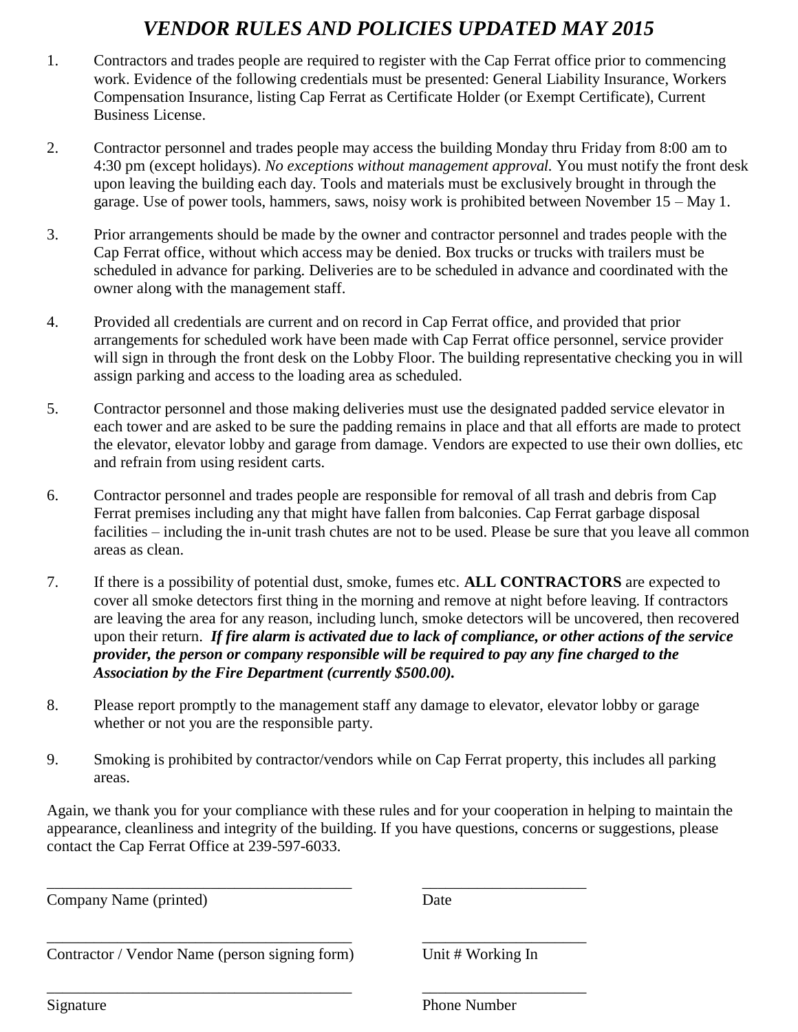# *VENDOR RULES AND POLICIES UPDATED MAY 2015*

1. Contractors and trades people are required to register with the Cap Ferrat office prior to commencing work. Evidence of the following credentials must be presented: General Liability Insurance, Workers Compensation Insurance, listing Cap Ferrat as Certificate Holder (or Exempt Certificate), Current Business License.

2. Contractor personnel and trades people may access the building Monday thru Friday from 8:00 am to 4:30 pm (except holidays). *No exceptions without management approval.* You must notify the front desk upon leaving the building each day. Tools and materials must be exclusively brought in through the garage. Use of power tools, hammers, saws, noisy work is prohibited between November 15 – May 1.

3. Prior arrangements should be made by the owner and contractor personnel and trades people with the Cap Ferrat office, without which access may be denied. Box trucks or trucks with trailers must be scheduled in advance for parking. Deliveries are to be scheduled in advance and coordinated with the owner along with the management staff.

4. Provided all credentials are current and on record in Cap Ferrat office, and provided that prior arrangements for scheduled work have been made with Cap Ferrat office personnel, service provider will sign in through the front desk on the Lobby Floor. The building representative checking you in will assign parking and access to the loading area as scheduled.

5. Contractor personnel and those making deliveries must use the designated padded service elevator in each tower and are asked to be sure the padding remains in place and that all efforts are made to protect the elevator, elevator lobby and garage from damage. Vendors are expected to use their own dollies, etc and refrain from using resident carts.

6. Contractor personnel and trades people are responsible for removal of all trash and debris from Cap Ferrat premises including any that might have fallen from balconies. Cap Ferrat garbage disposal facilities – including the in-unit trash chutes are not to be used. Please be sure that you leave all common areas as clean.

7. If there is a possibility of potential dust, smoke, fumes etc. **ALL CONTRACTORS** are expected to cover all smoke detectors first thing in the morning and remove at night before leaving. If contractors are leaving the area for any reason, including lunch, smoke detectors will be uncovered, then recovered upon their return. ***If fire alarm is activated due to lack of compliance, or other actions of the service provider, the person or company responsible will be required to pay any fine charged to the Association by the Fire Department (currently $500.00).***

8. Please report promptly to the management staff any damage to elevator, elevator lobby or garage whether or not you are the responsible party.

9. Smoking is prohibited by contractor/vendors while on Cap Ferrat property, this includes all parking areas.

Again, we thank you for your compliance with these rules and for your cooperation in helping to maintain the appearance, cleanliness and integrity of the building. If you have questions, concerns or suggestions, please contact the Cap Ferrat Office at 239-597-6033.

_______________________________________ _____________________

Company Name (printed) Date

_______________________________________ _____________________

Contractor / Vendor Name (person signing form) Unit # Working In

_______________________________________ _____________________

Signature Phone Number